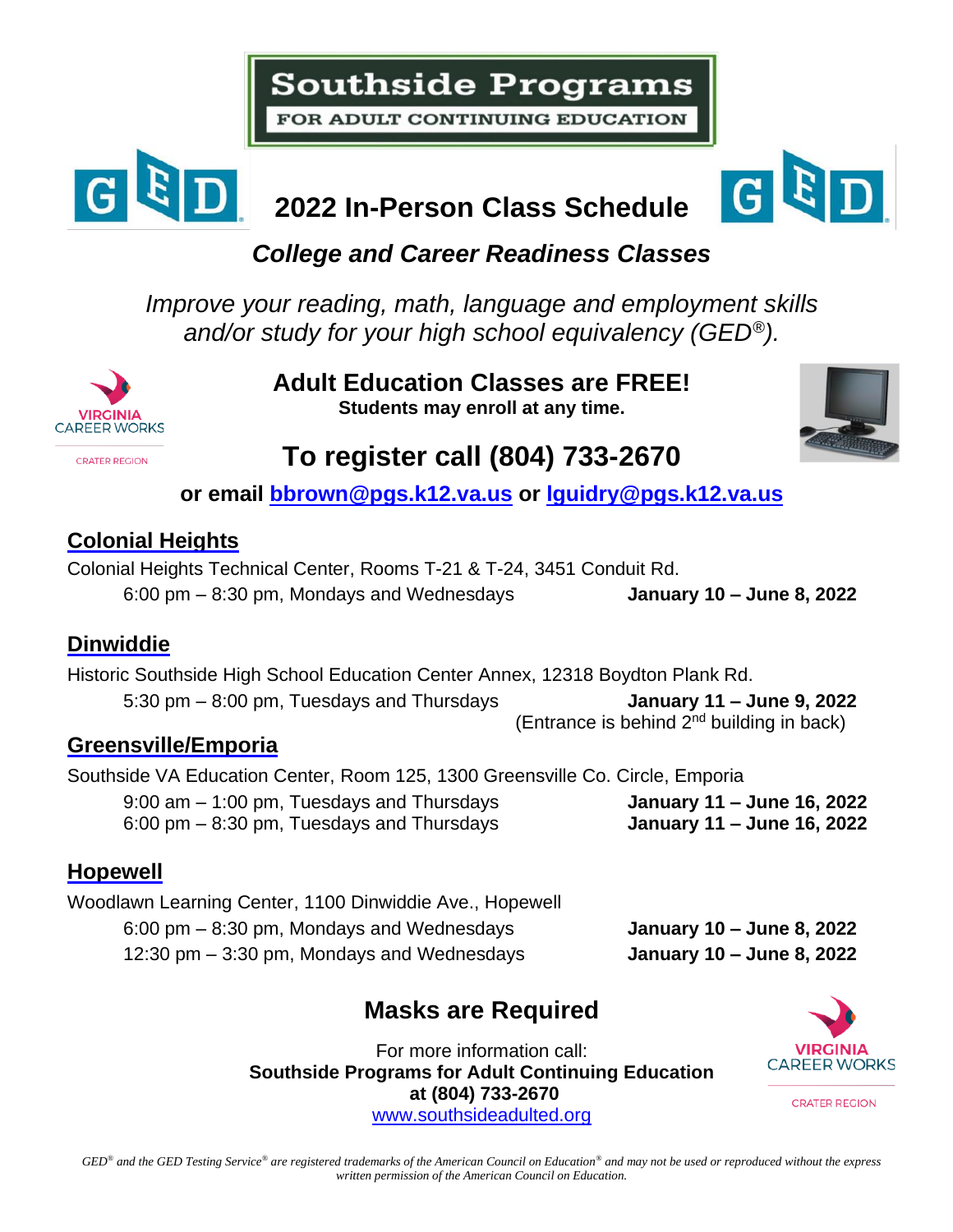# Southside Programs

**FOR ADULT CONTINUING EDUCATION**

## 2022 In-Person Class Schedule

### *College and Career Readiness Classes*

*Improve your reading, math, language and employment skills and/or study for your high school equivalency (GED®).*

VIRGINIA CAREER WORKS
CRATER REGION

**Adult Education Classes are FREE!**

**Students may enroll at any time.**

## To register call (804) 733-2670

**or email bbrown@pgs.k12.va.us or lguidry@pgs.k12.va.us**

### Colonial Heights

Colonial Heights Technical Center, Rooms T-21 & T-24, 3451 Conduit Rd.

6:00 pm – 8:30 pm, Mondays and Wednesdays **January 10 – June 8, 2022**

### Dinwiddie

Historic Southside High School Education Center Annex, 12318 Boydton Plank Rd.

5:30 pm – 8:00 pm, Tuesdays and Thursdays **January 11 – June 9, 2022**

(Entrance is behind 2nd building in back)

### Greensville/Emporia

Southside VA Education Center, Room 125, 1300 Greensville Co. Circle, Emporia

9:00 am – 1:00 pm, Tuesdays and Thursdays **January 11 – June 16, 2022**

6:00 pm – 8:30 pm, Tuesdays and Thursdays **January 11 – June 16, 2022**

### Hopewell

Woodlawn Learning Center, 1100 Dinwiddie Ave., Hopewell

6:00 pm – 8:30 pm, Mondays and Wednesdays **January 10 – June 8, 2022**

12:30 pm – 3:30 pm, Mondays and Wednesdays **January 10 – June 8, 2022**

## Masks are Required

For more information call:

**Southside Programs for Adult Continuing Education**

**at (804) 733-2670**

www.southsideadulted.org

VIRGINIA CAREER WORKS
CRATER REGION

*GED® and the GED Testing Service® are registered trademarks of the American Council on Education® and may not be used or reproduced without the express written permission of the American Council on Education.*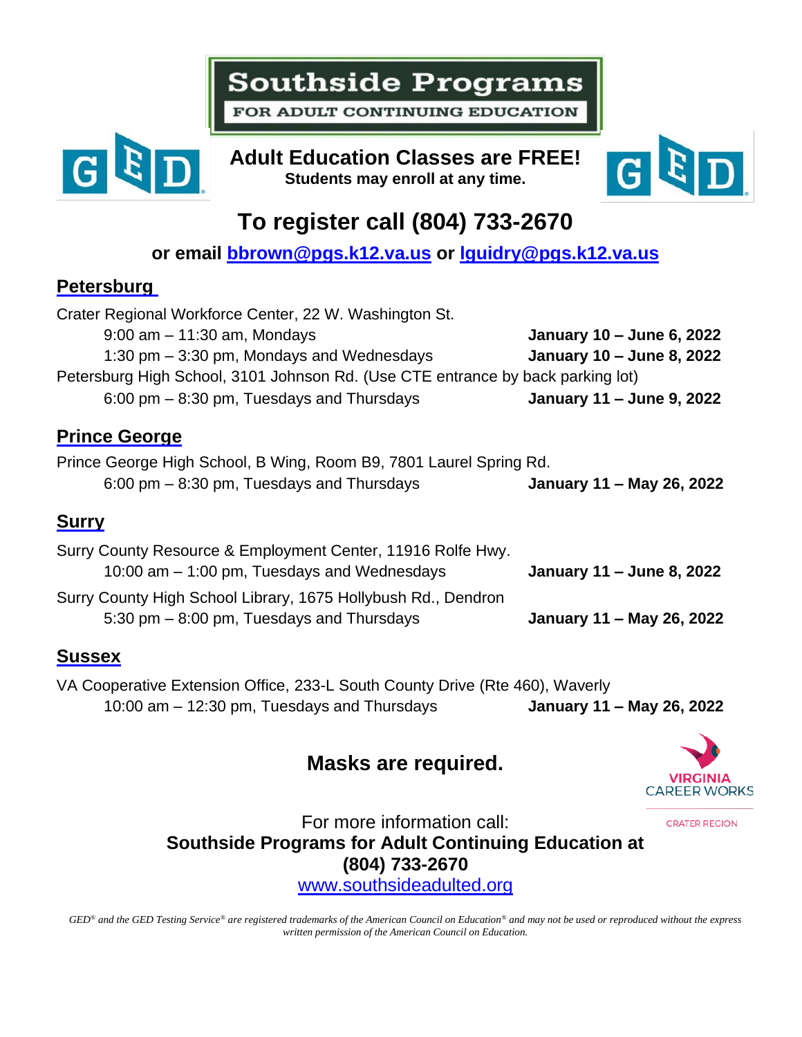# Southside Programs

FOR ADULT CONTINUING EDUCATION

## Adult Education Classes are FREE!

**Students may enroll at any time.**

## To register call (804) 733-2670

**or email bbrown@pgs.k12.va.us or lguidry@pgs.k12.va.us**

## Petersburg

Crater Regional Workforce Center, 22 W. Washington St.

- 9:00 am – 11:30 am, Mondays — **January 10 – June 6, 2022**
- 1:30 pm – 3:30 pm, Mondays and Wednesdays — **January 10 – June 8, 2022**

Petersburg High School, 3101 Johnson Rd. (Use CTE entrance by back parking lot)

- 6:00 pm – 8:30 pm, Tuesdays and Thursdays — **January 11 – June 9, 2022**

## Prince George

Prince George High School, B Wing, Room B9, 7801 Laurel Spring Rd.

- 6:00 pm – 8:30 pm, Tuesdays and Thursdays — **January 11 – May 26, 2022**

## Surry

Surry County Resource & Employment Center, 11916 Rolfe Hwy.

- 10:00 am – 1:00 pm, Tuesdays and Wednesdays — **January 11 – June 8, 2022**

Surry County High School Library, 1675 Hollybush Rd., Dendron

- 5:30 pm – 8:00 pm, Tuesdays and Thursdays — **January 11 – May 26, 2022**

## Sussex

VA Cooperative Extension Office, 233-L South County Drive (Rte 460), Waverly

- 10:00 am – 12:30 pm, Tuesdays and Thursdays — **January 11 – May 26, 2022**

## Masks are required.

VIRGINIA CAREER WORKS

CRATER REGION

For more information call:

**Southside Programs for Adult Continuing Education at**
**(804) 733-2670**

www.southsideadulted.org

*GED® and the GED Testing Service® are registered trademarks of the American Council on Education® and may not be used or reproduced without the express written permission of the American Council on Education.*